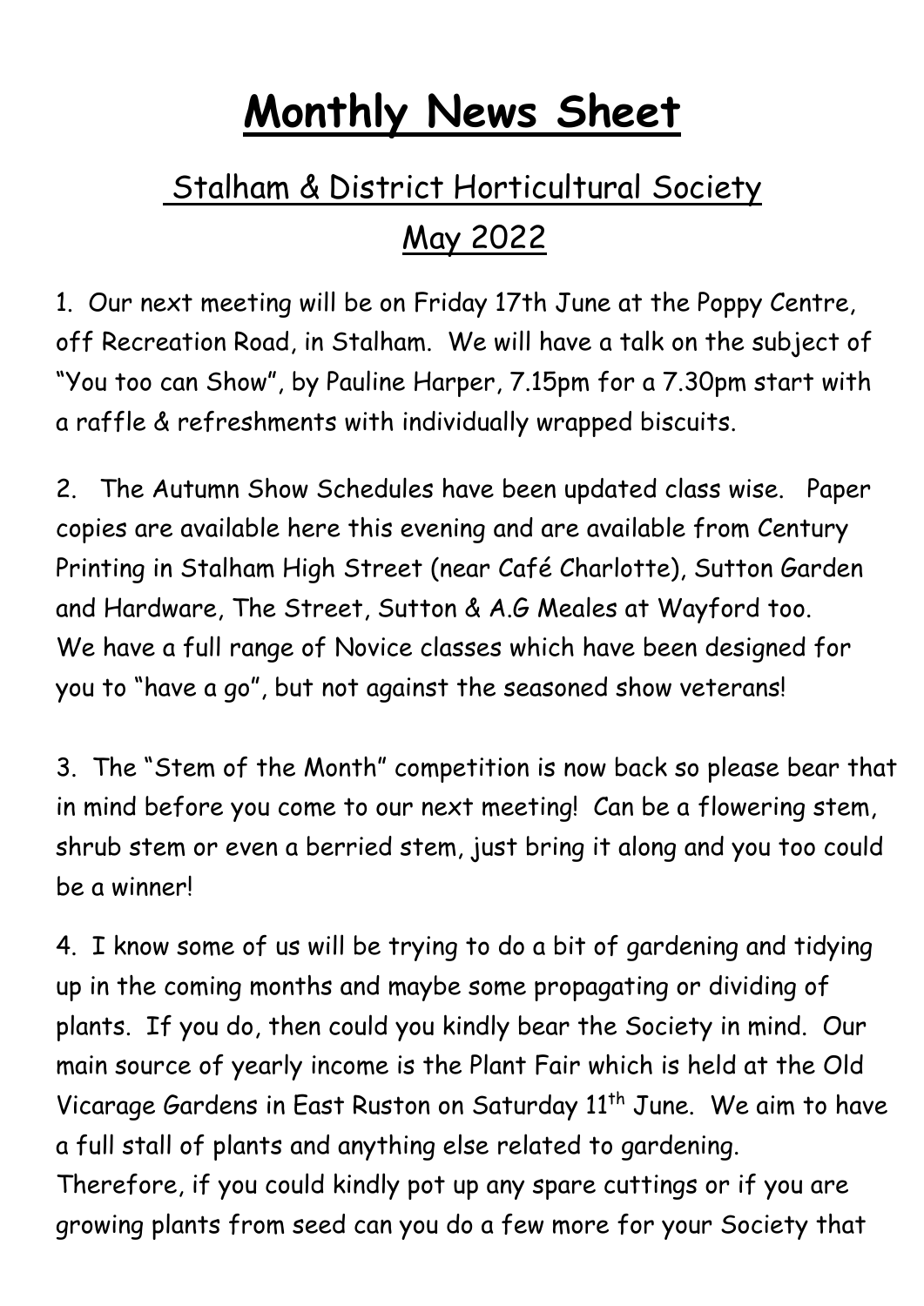# Monthly News Sheet

## Stalham & District Horticultural Society

## May 2022

1. Our next meeting will be on Friday 17th June at the Poppy Centre, off Recreation Road, in Stalham. We will have a talk on the subject of "You too can Show", by Pauline Harper, 7.15pm for a 7.30pm start with a raffle & refreshments with individually wrapped biscuits.

2. The Autumn Show Schedules have been updated class wise. Paper copies are available here this evening and are available from Century Printing in Stalham High Street (near Café Charlotte), Sutton Garden and Hardware, The Street, Sutton & A.G Meales at Wayford too. We have a full range of Novice classes which have been designed for you to "have a go", but not against the seasoned show veterans!

3. The "Stem of the Month" competition is now back so please bear that in mind before you come to our next meeting! Can be a flowering stem, shrub stem or even a berried stem, just bring it along and you too could be a winner!

4. I know some of us will be trying to do a bit of gardening and tidying up in the coming months and maybe some propagating or dividing of plants. If you do, then could you kindly bear the Society in mind. Our main source of yearly income is the Plant Fair which is held at the Old Vicarage Gardens in East Ruston on Saturday 11th June. We aim to have a full stall of plants and anything else related to gardening. Therefore, if you could kindly pot up any spare cuttings or if you are growing plants from seed can you do a few more for your Society that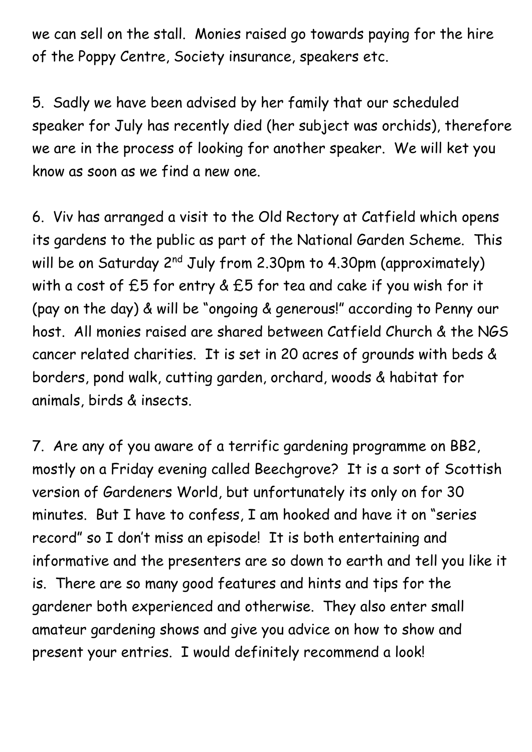we can sell on the stall.  Monies raised go towards paying for the hire of the Poppy Centre, Society insurance, speakers etc.

5. Sadly we have been advised by her family that our scheduled speaker for July has recently died (her subject was orchids), therefore we are in the process of looking for another speaker.  We will ket you know as soon as we find a new one.

6. Viv has arranged a visit to the Old Rectory at Catfield which opens its gardens to the public as part of the National Garden Scheme.  This will be on Saturday 2nd July from 2.30pm to 4.30pm (approximately) with a cost of £5 for entry & £5 for tea and cake if you wish for it (pay on the day) & will be "ongoing & generous!" according to Penny our host.  All monies raised are shared between Catfield Church & the NGS cancer related charities.  It is set in 20 acres of grounds with beds & borders, pond walk, cutting garden, orchard, woods & habitat for animals, birds & insects.

7. Are any of you aware of a terrific gardening programme on BB2, mostly on a Friday evening called Beechgrove?  It is a sort of Scottish version of Gardeners World, but unfortunately its only on for 30 minutes.  But I have to confess, I am hooked and have it on "series record" so I don't miss an episode!  It is both entertaining and informative and the presenters are so down to earth and tell you like it is.  There are so many good features and hints and tips for the gardener both experienced and otherwise.  They also enter small amateur gardening shows and give you advice on how to show and present your entries.  I would definitely recommend a look!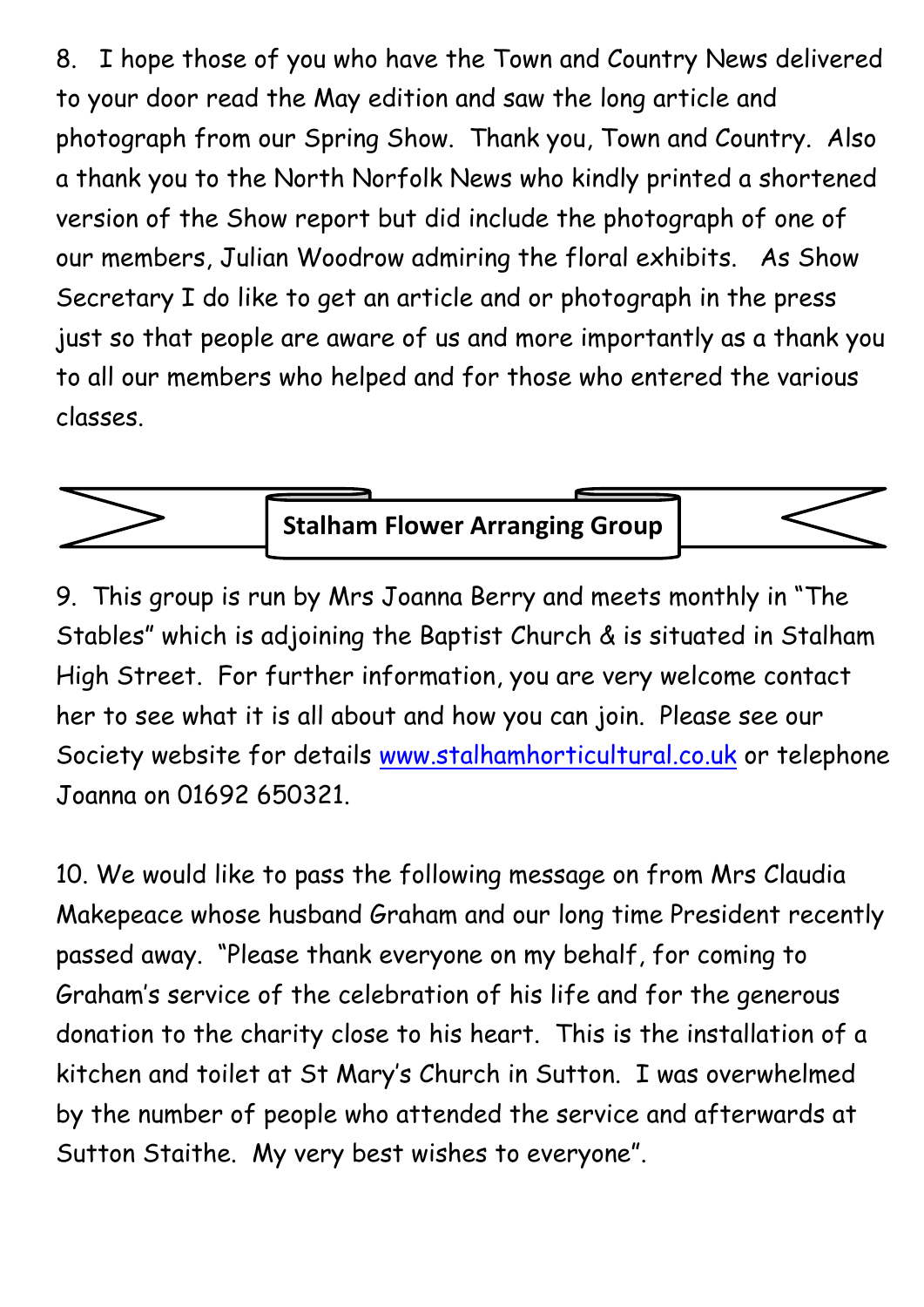8. I hope those of you who have the Town and Country News delivered to your door read the May edition and saw the long article and photograph from our Spring Show. Thank you, Town and Country. Also a thank you to the North Norfolk News who kindly printed a shortened version of the Show report but did include the photograph of one of our members, Julian Woodrow admiring the floral exhibits. As Show Secretary I do like to get an article and or photograph in the press just so that people are aware of us and more importantly as a thank you to all our members who helped and for those who entered the various classes.

## Stalham Flower Arranging Group

9. This group is run by Mrs Joanna Berry and meets monthly in "The Stables" which is adjoining the Baptist Church & is situated in Stalham High Street. For further information, you are very welcome contact her to see what it is all about and how you can join. Please see our Society website for details www.stalhamhorticultural.co.uk or telephone Joanna on 01692 650321.

10. We would like to pass the following message on from Mrs Claudia Makepeace whose husband Graham and our long time President recently passed away. "Please thank everyone on my behalf, for coming to Graham's service of the celebration of his life and for the generous donation to the charity close to his heart. This is the installation of a kitchen and toilet at St Mary's Church in Sutton. I was overwhelmed by the number of people who attended the service and afterwards at Sutton Staithe. My very best wishes to everyone".